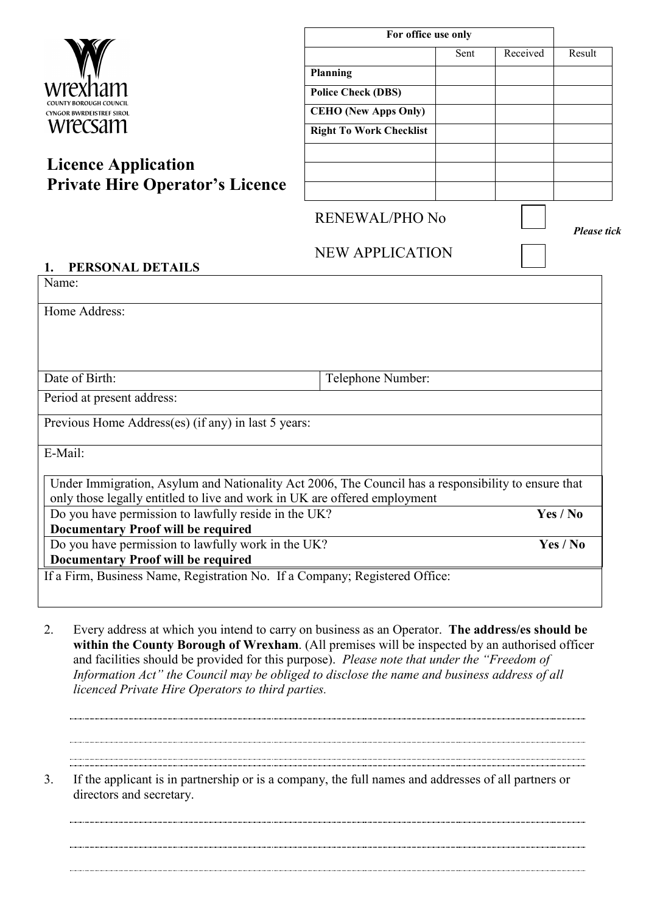wrexham
COUNTY BOROUGH COUNCIL
CYNGOR BWRDEISTREF SIROL
wrecsam

# Licence Application
# Private Hire Operator's Licence

| For office use only | | | |
|---|---|---|---|
| | Sent | Received | Result |
| **Planning** | | | |
| **Police Check (DBS)** | | | |
| **CEHO (New Apps Only)** | | | |
| **Right To Work Checklist** | | | |
| | | | |
| | | | |
| | | | |

RENEWAL/PHO No ☐

NEW APPLICATION ☐

***Please tick***

## 1. PERSONAL DETAILS

| | |
|---|---|
| Name: | |
| Home Address: | |
| Date of Birth: | Telephone Number: |
| Period at present address: | |
| Previous Home Address(es) (if any) in last 5 years: | |
| E-Mail: | |
| Under Immigration, Asylum and Nationality Act 2006, The Council has a responsibility to ensure that only those legally entitled to live and work in UK are offered employment | |
| Do you have permission to lawfully reside in the UK? **Documentary Proof will be required** | **Yes / No** |
| Do you have permission to lawfully work in the UK? **Documentary Proof will be required** | **Yes / No** |
| If a Firm, Business Name, Registration No. If a Company; Registered Office: | |

2. Every address at which you intend to carry on business as an Operator. **The address/es should be within the County Borough of Wrexham**. (All premises will be inspected by an authorised officer and facilities should be provided for this purpose). *Please note that under the "Freedom of Information Act" the Council may be obliged to disclose the name and business address of all licenced Private Hire Operators to third parties.*

..............................................................................................................................................................

..............................................................................................................................................................

..............................................................................................................................................................

3. If the applicant is in partnership or is a company, the full names and addresses of all partners or directors and secretary.

..............................................................................................................................................................

..............................................................................................................................................................

..............................................................................................................................................................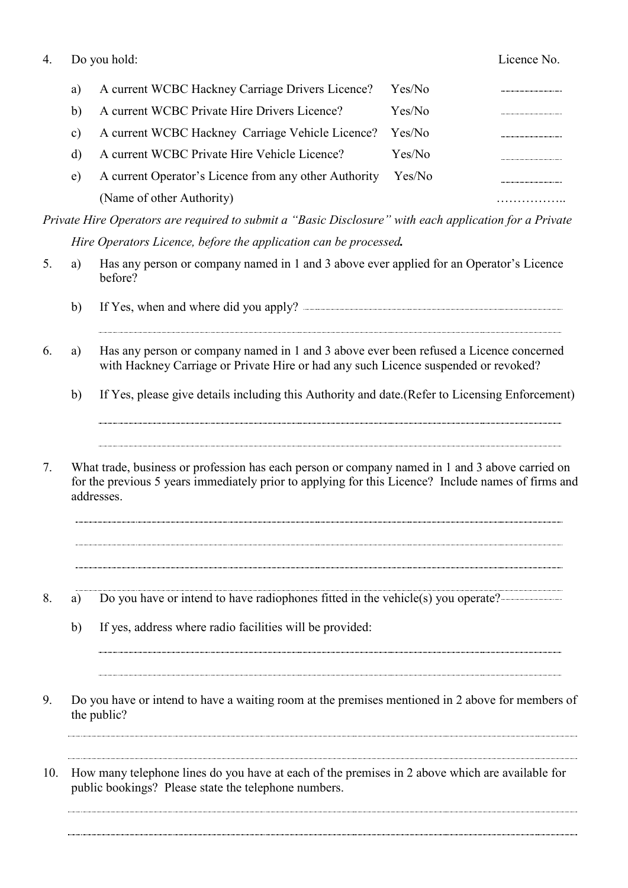4. Do you hold:

| | | | Licence No. |
|---|---|---|---|
| a) | A current WCBC Hackney Carriage Drivers Licence? | Yes/No | |
| b) | A current WCBC Private Hire Drivers Licence? | Yes/No | |
| c) | A current WCBC Hackney Carriage Vehicle Licence? | Yes/No | |
| d) | A current WCBC Private Hire Vehicle Licence? | Yes/No | |
| e) | A current Operator's Licence from any other Authority | Yes/No | |
| | (Name of other Authority) | | …………….. |

*Private Hire Operators are required to submit a "Basic Disclosure" with each application for a Private Hire Operators Licence, before the application can be processed.*

5. a) Has any person or company named in 1 and 3 above ever applied for an Operator's Licence before?

   b) If Yes, when and where did you apply?

6. a) Has any person or company named in 1 and 3 above ever been refused a Licence concerned with Hackney Carriage or Private Hire or had any such Licence suspended or revoked?

   b) If Yes, please give details including this Authority and date.(Refer to Licensing Enforcement)

7. What trade, business or profession has each person or company named in 1 and 3 above carried on for the previous 5 years immediately prior to applying for this Licence? Include names of firms and addresses.

8. a) Do you have or intend to have radiophones fitted in the vehicle(s) you operate?

   b) If yes, address where radio facilities will be provided:

9. Do you have or intend to have a waiting room at the premises mentioned in 2 above for members of the public?

10. How many telephone lines do you have at each of the premises in 2 above which are available for public bookings? Please state the telephone numbers.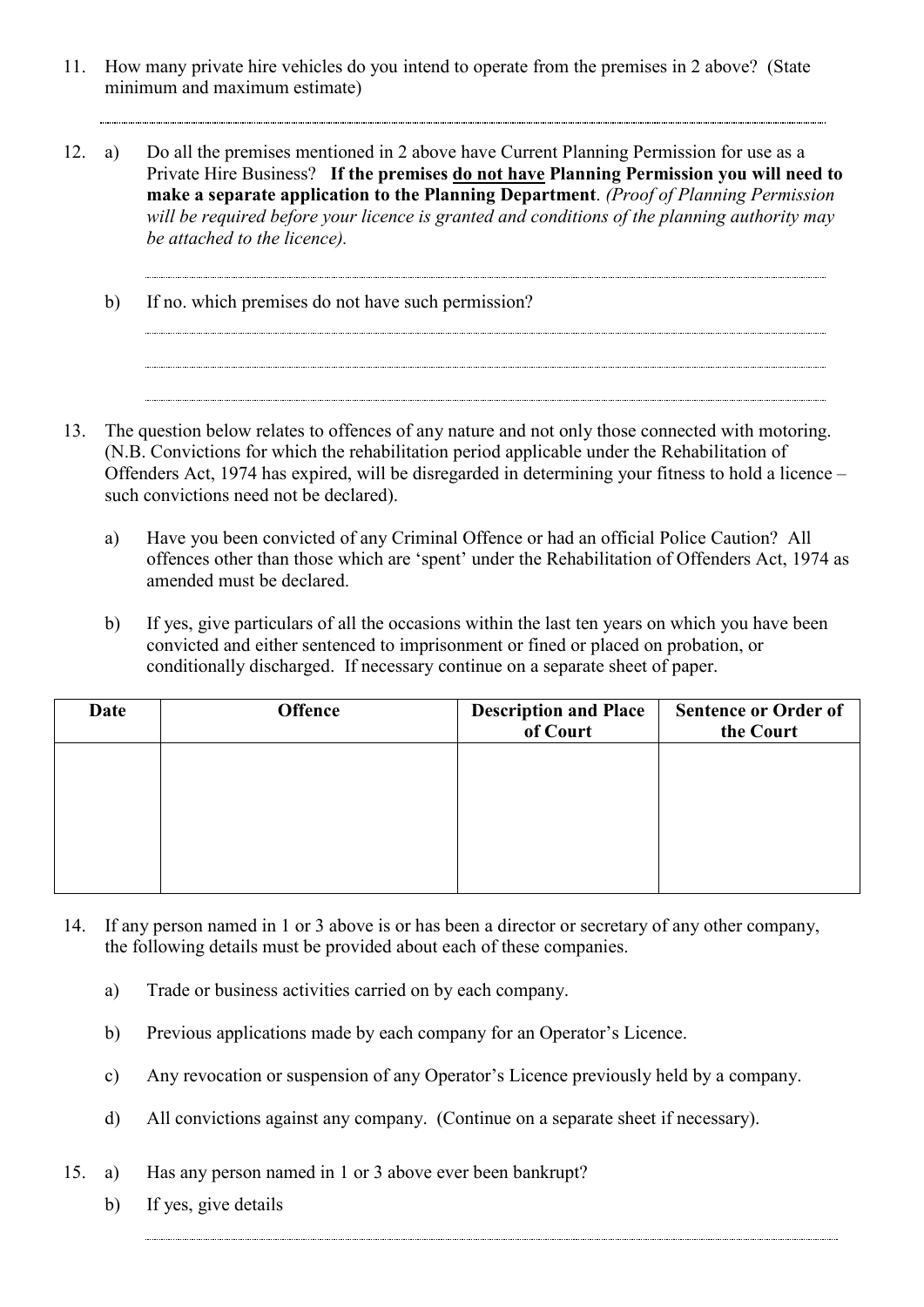11. How many private hire vehicles do you intend to operate from the premises in 2 above? (State minimum and maximum estimate)

.......................................................................................................................................................

12. a) Do all the premises mentioned in 2 above have Current Planning Permission for use as a Private Hire Business? **If the premises <u>do not have</u> Planning Permission you will need to make a separate application to the Planning Department**. *(Proof of Planning Permission will be required before your licence is granted and conditions of the planning authority may be attached to the licence).*

    .......................................................................................................................................................

    b) If no. which premises do not have such permission?

    .......................................................................................................................................................

    .......................................................................................................................................................

    .......................................................................................................................................................

13. The question below relates to offences of any nature and not only those connected with motoring. (N.B. Convictions for which the rehabilitation period applicable under the Rehabilitation of Offenders Act, 1974 has expired, will be disregarded in determining your fitness to hold a licence – such convictions need not be declared).

    a) Have you been convicted of any Criminal Offence or had an official Police Caution? All offences other than those which are 'spent' under the Rehabilitation of Offenders Act, 1974 as amended must be declared.

    b) If yes, give particulars of all the occasions within the last ten years on which you have been convicted and either sentenced to imprisonment or fined or placed on probation, or conditionally discharged. If necessary continue on a separate sheet of paper.

| Date | Offence | Description and Place of Court | Sentence or Order of the Court |
|---|---|---|---|
| | | | |

14. If any person named in 1 or 3 above is or has been a director or secretary of any other company, the following details must be provided about each of these companies.

    a) Trade or business activities carried on by each company.

    b) Previous applications made by each company for an Operator's Licence.

    c) Any revocation or suspension of any Operator's Licence previously held by a company.

    d) All convictions against any company. (Continue on a separate sheet if necessary).

15. a) Has any person named in 1 or 3 above ever been bankrupt?

    b) If yes, give details

    .......................................................................................................................................................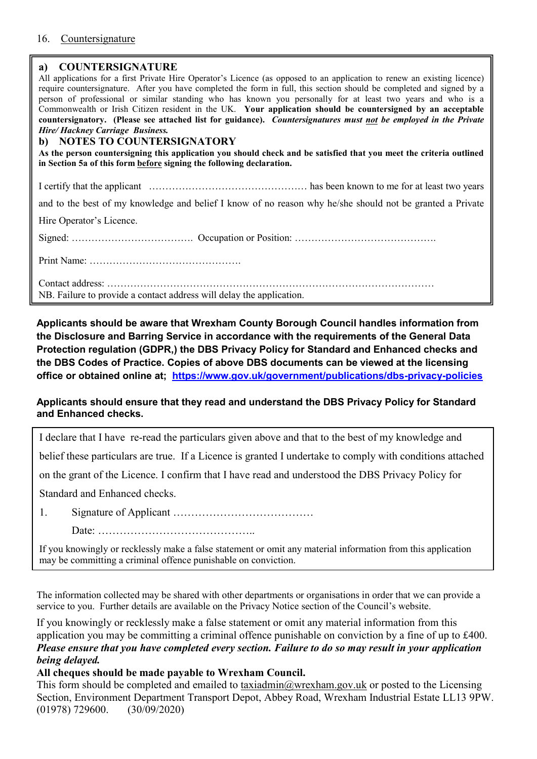16. Countersignature

## a) COUNTERSIGNATURE

All applications for a first Private Hire Operator's Licence (as opposed to an application to renew an existing licence) require countersignature. After you have completed the form in full, this section should be completed and signed by a person of professional or similar standing who has known you personally for at least two years and who is a Commonwealth or Irish Citizen resident in the UK. **Your application should be countersigned by an acceptable countersignatory. (Please see attached list for guidance).** ***Countersignatures must not be employed in the Private Hire/ Hackney Carriage Business.***

## b) NOTES TO COUNTERSIGNATORY

**As the person countersigning this application you should check and be satisfied that you meet the criteria outlined in Section 5a of this form before signing the following declaration.**

I certify that the applicant ………………………………………… has been known to me for at least two years and to the best of my knowledge and belief I know of no reason why he/she should not be granted a Private Hire Operator's Licence.

Signed: ………………………………. Occupation or Position: …………………………………….

Print Name: ……………………………………….

Contact address: ……………………………………………………………………………………

NB. Failure to provide a contact address will delay the application.

**Applicants should be aware that Wrexham County Borough Council handles information from the Disclosure and Barring Service in accordance with the requirements of the General Data Protection regulation (GDPR,) the DBS Privacy Policy for Standard and Enhanced checks and the DBS Codes of Practice. Copies of above DBS documents can be viewed at the licensing office or obtained online at; https://www.gov.uk/government/publications/dbs-privacy-policies**

**Applicants should ensure that they read and understand the DBS Privacy Policy for Standard and Enhanced checks.**

I declare that I have re-read the particulars given above and that to the best of my knowledge and belief these particulars are true. If a Licence is granted I undertake to comply with conditions attached on the grant of the Licence. I confirm that I have read and understood the DBS Privacy Policy for Standard and Enhanced checks.

1. Signature of Applicant …………………………………

   Date: ……………………………………..

If you knowingly or recklessly make a false statement or omit any material information from this application may be committing a criminal offence punishable on conviction.

The information collected may be shared with other departments or organisations in order that we can provide a service to you. Further details are available on the Privacy Notice section of the Council's website.

If you knowingly or recklessly make a false statement or omit any material information from this application you may be committing a criminal offence punishable on conviction by a fine of up to £400.
***Please ensure that you have completed every section. Failure to do so may result in your application being delayed.***
**All cheques should be made payable to Wrexham Council.**
This form should be completed and emailed to taxiadmin@wrexham.gov.uk or posted to the Licensing Section, Environment Department Transport Depot, Abbey Road, Wrexham Industrial Estate LL13 9PW. (01978) 729600. (30/09/2020)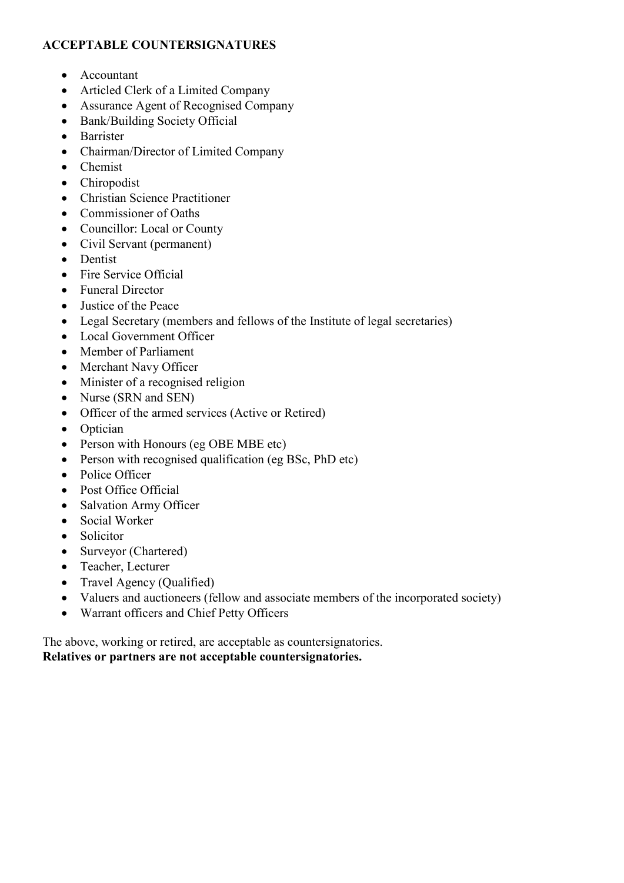**ACCEPTABLE COUNTERSIGNATURES**

- Accountant
- Articled Clerk of a Limited Company
- Assurance Agent of Recognised Company
- Bank/Building Society Official
- Barrister
- Chairman/Director of Limited Company
- Chemist
- Chiropodist
- Christian Science Practitioner
- Commissioner of Oaths
- Councillor: Local or County
- Civil Servant (permanent)
- Dentist
- Fire Service Official
- Funeral Director
- Justice of the Peace
- Legal Secretary (members and fellows of the Institute of legal secretaries)
- Local Government Officer
- Member of Parliament
- Merchant Navy Officer
- Minister of a recognised religion
- Nurse (SRN and SEN)
- Officer of the armed services (Active or Retired)
- Optician
- Person with Honours (eg OBE MBE etc)
- Person with recognised qualification (eg BSc, PhD etc)
- Police Officer
- Post Office Official
- Salvation Army Officer
- Social Worker
- Solicitor
- Surveyor (Chartered)
- Teacher, Lecturer
- Travel Agency (Qualified)
- Valuers and auctioneers (fellow and associate members of the incorporated society)
- Warrant officers and Chief Petty Officers

The above, working or retired, are acceptable as countersignatories.
**Relatives or partners are not acceptable countersignatories.**